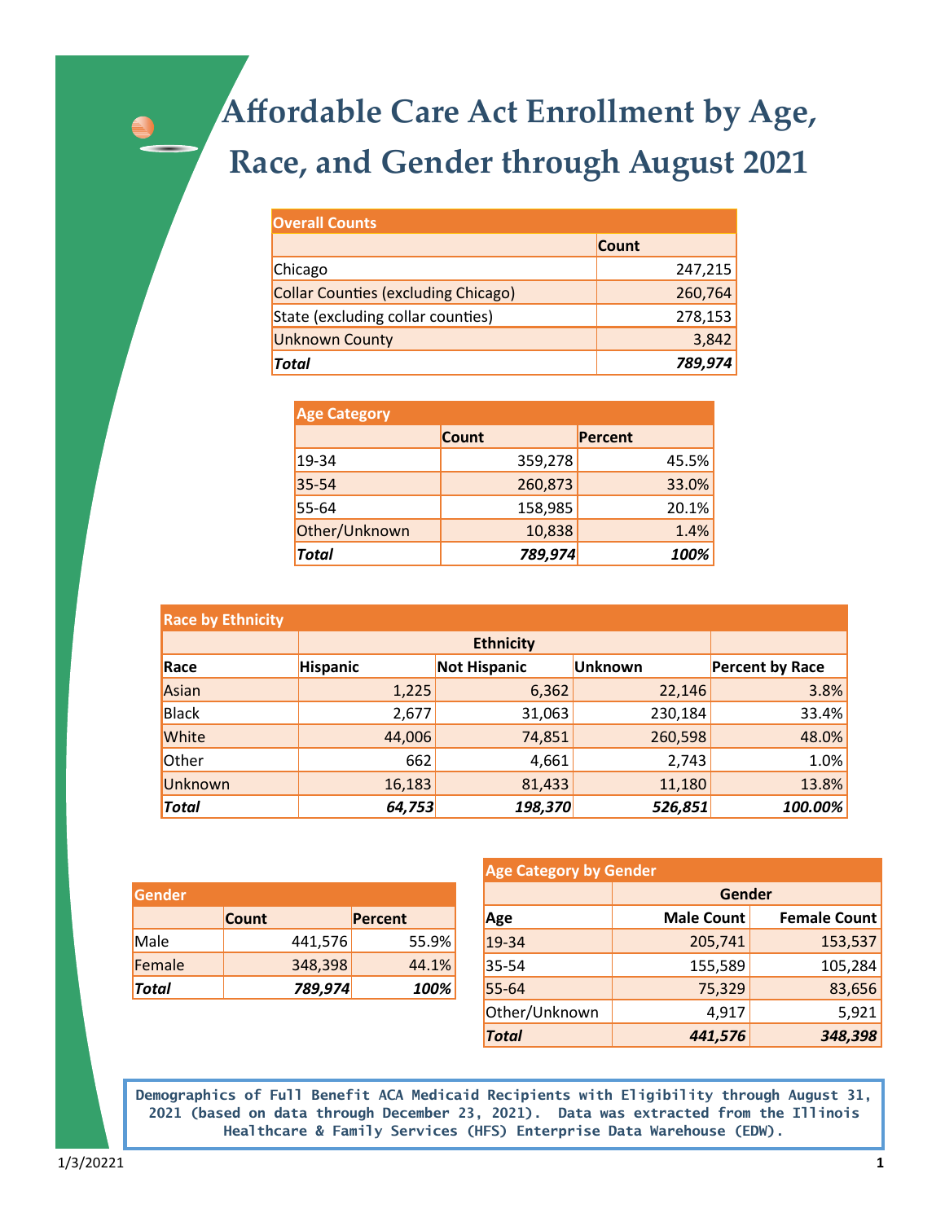# Affordable Care Act Enrollment by Age, Race, and Gender through August 2021

| Overall Counts | |
|---|---|
| | Count |
| Chicago | 247,215 |
| Collar Counties (excluding Chicago) | 260,764 |
| State (excluding collar counties) | 278,153 |
| Unknown County | 3,842 |
| ***Total*** | ***789,974*** |

| Age Category | | |
|---|---|---|
| | Count | Percent |
| 19-34 | 359,278 | 45.5% |
| 35-54 | 260,873 | 33.0% |
| 55-64 | 158,985 | 20.1% |
| Other/Unknown | 10,838 | 1.4% |
| ***Total*** | ***789,974*** | ***100%*** |

| Race by Ethnicity | | | | |
|---|---|---|---|---|
| | Ethnicity | | | |
| Race | Hispanic | Not Hispanic | Unknown | Percent by Race |
| Asian | 1,225 | 6,362 | 22,146 | 3.8% |
| Black | 2,677 | 31,063 | 230,184 | 33.4% |
| White | 44,006 | 74,851 | 260,598 | 48.0% |
| Other | 662 | 4,661 | 2,743 | 1.0% |
| Unknown | 16,183 | 81,433 | 11,180 | 13.8% |
| ***Total*** | ***64,753*** | ***198,370*** | ***526,851*** | ***100.00%*** |

| Gender | | |
|---|---|---|
| | Count | Percent |
| Male | 441,576 | 55.9% |
| Female | 348,398 | 44.1% |
| ***Total*** | ***789,974*** | ***100%*** |

| Age Category by Gender | | |
|---|---|---|
| | Gender | |
| Age | Male Count | Female Count |
| 19-34 | 205,741 | 153,537 |
| 35-54 | 155,589 | 105,284 |
| 55-64 | 75,329 | 83,656 |
| Other/Unknown | 4,917 | 5,921 |
| ***Total*** | ***441,576*** | ***348,398*** |

**Demographics of Full Benefit ACA Medicaid Recipients with Eligibility through August 31, 2021 (based on data through December 23, 2021). Data was extracted from the Illinois Healthcare & Family Services (HFS) Enterprise Data Warehouse (EDW).**

1/3/20221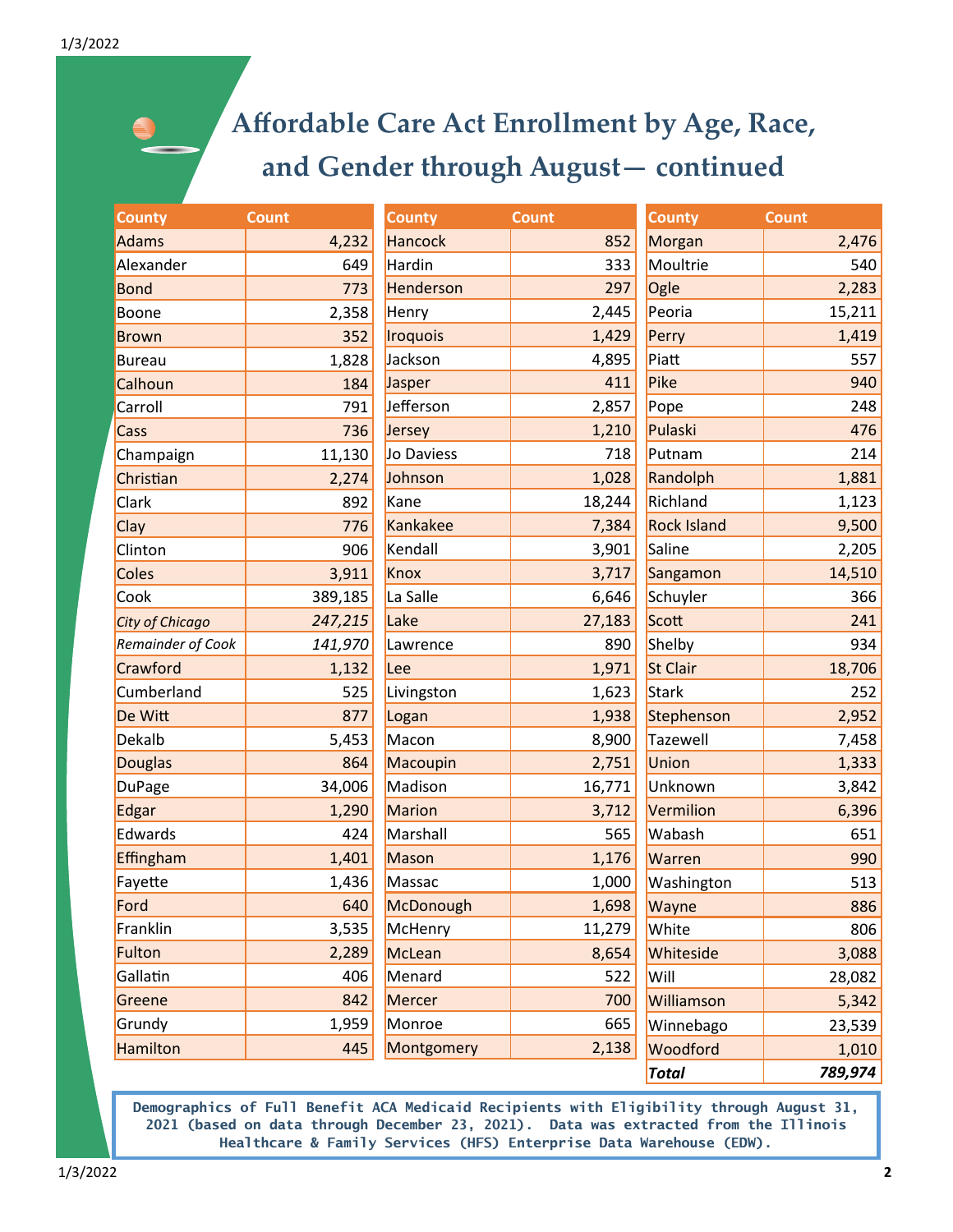# Affordable Care Act Enrollment by Age, Race, and Gender through August— continued

| County | Count | County | Count | County | Count |
|---|---|---|---|---|---|
| Adams | 4,232 | Hancock | 852 | Morgan | 2,476 |
| Alexander | 649 | Hardin | 333 | Moultrie | 540 |
| Bond | 773 | Henderson | 297 | Ogle | 2,283 |
| Boone | 2,358 | Henry | 2,445 | Peoria | 15,211 |
| Brown | 352 | Iroquois | 1,429 | Perry | 1,419 |
| Bureau | 1,828 | Jackson | 4,895 | Piatt | 557 |
| Calhoun | 184 | Jasper | 411 | Pike | 940 |
| Carroll | 791 | Jefferson | 2,857 | Pope | 248 |
| Cass | 736 | Jersey | 1,210 | Pulaski | 476 |
| Champaign | 11,130 | Jo Daviess | 718 | Putnam | 214 |
| Christian | 2,274 | Johnson | 1,028 | Randolph | 1,881 |
| Clark | 892 | Kane | 18,244 | Richland | 1,123 |
| Clay | 776 | Kankakee | 7,384 | Rock Island | 9,500 |
| Clinton | 906 | Kendall | 3,901 | Saline | 2,205 |
| Coles | 3,911 | Knox | 3,717 | Sangamon | 14,510 |
| Cook | 389,185 | La Salle | 6,646 | Schuyler | 366 |
| *City of Chicago* | *247,215* | Lake | 27,183 | Scott | 241 |
| *Remainder of Cook* | *141,970* | Lawrence | 890 | Shelby | 934 |
| Crawford | 1,132 | Lee | 1,971 | St Clair | 18,706 |
| Cumberland | 525 | Livingston | 1,623 | Stark | 252 |
| De Witt | 877 | Logan | 1,938 | Stephenson | 2,952 |
| Dekalb | 5,453 | Macon | 8,900 | Tazewell | 7,458 |
| Douglas | 864 | Macoupin | 2,751 | Union | 1,333 |
| DuPage | 34,006 | Madison | 16,771 | Unknown | 3,842 |
| Edgar | 1,290 | Marion | 3,712 | Vermilion | 6,396 |
| Edwards | 424 | Marshall | 565 | Wabash | 651 |
| Effingham | 1,401 | Mason | 1,176 | Warren | 990 |
| Fayette | 1,436 | Massac | 1,000 | Washington | 513 |
| Ford | 640 | McDonough | 1,698 | Wayne | 886 |
| Franklin | 3,535 | McHenry | 11,279 | White | 806 |
| Fulton | 2,289 | McLean | 8,654 | Whiteside | 3,088 |
| Gallatin | 406 | Menard | 522 | Will | 28,082 |
| Greene | 842 | Mercer | 700 | Williamson | 5,342 |
| Grundy | 1,959 | Monroe | 665 | Winnebago | 23,539 |
| Hamilton | 445 | Montgomery | 2,138 | Woodford | 1,010 |
| | | | | ***Total*** | ***789,974*** |

Demographics of Full Benefit ACA Medicaid Recipients with Eligibility through August 31, 2021 (based on data through December 23, 2021). Data was extracted from the Illinois Healthcare & Family Services (HFS) Enterprise Data Warehouse (EDW).